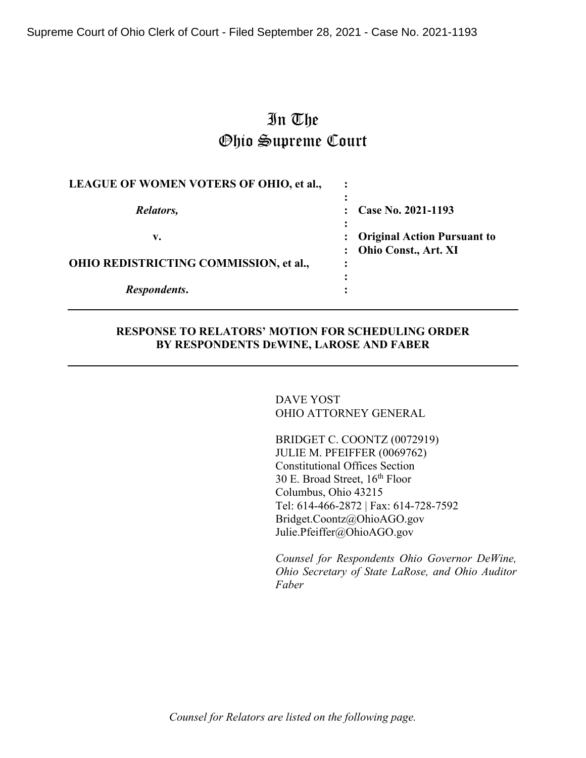Supreme Court of Ohio Clerk of Court - Filed September 28, 2021 - Case No. 2021-1193

# In The Ohio Supreme Court

| | | |
|---|---|---|
| **LEAGUE OF WOMEN VOTERS OF OHIO, et al.,** | : | |
| | : | |
| ***Relators,*** | : | **Case No. 2021-1193** |
| | : | |
| **v.** | : | **Original Action Pursuant to** |
| | : | **Ohio Const., Art. XI** |
| **OHIO REDISTRICTING COMMISSION, et al.,** | : | |
| | : | |
| ***Respondents*.** | : | |

## RESPONSE TO RELATORS' MOTION FOR SCHEDULING ORDER BY RESPONDENTS DEWINE, LAROSE AND FABER

DAVE YOST
OHIO ATTORNEY GENERAL

BRIDGET C. COONTZ (0072919)
JULIE M. PFEIFFER (0069762)
Constitutional Offices Section
30 E. Broad Street, 16th Floor
Columbus, Ohio 43215
Tel: 614-466-2872 | Fax: 614-728-7592
Bridget.Coontz@OhioAGO.gov
Julie.Pfeiffer@OhioAGO.gov

*Counsel for Respondents Ohio Governor DeWine, Ohio Secretary of State LaRose, and Ohio Auditor Faber*

*Counsel for Relators are listed on the following page.*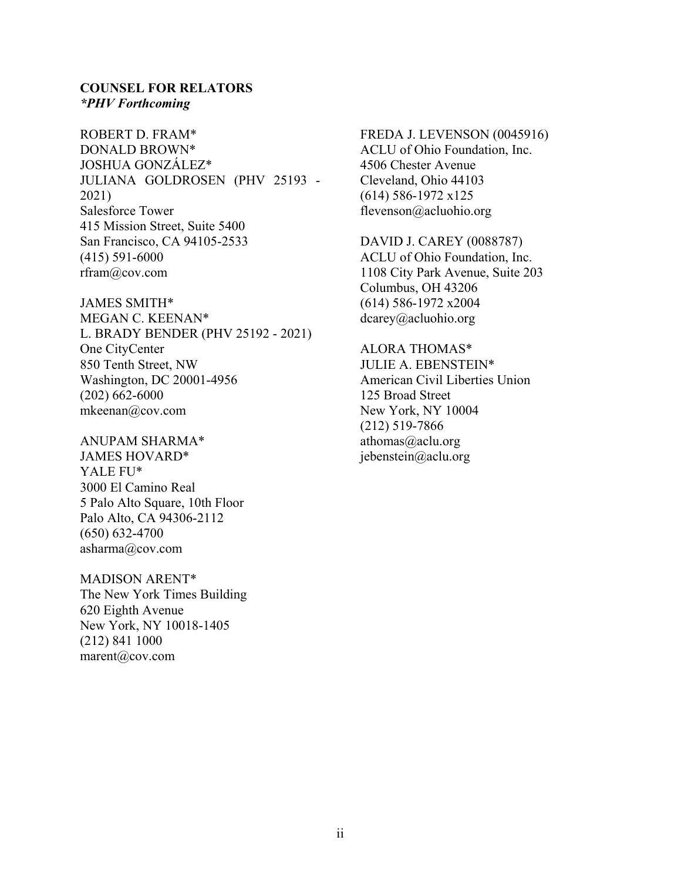**COUNSEL FOR RELATORS**
***PHV Forthcoming***

ROBERT D. FRAM*
DONALD BROWN*
JOSHUA GONZÁLEZ*
JULIANA GOLDROSEN (PHV 25193 - 2021)
Salesforce Tower
415 Mission Street, Suite 5400
San Francisco, CA 94105-2533
(415) 591-6000
rfram@cov.com

JAMES SMITH*
MEGAN C. KEENAN*
L. BRADY BENDER (PHV 25192 - 2021)
One CityCenter
850 Tenth Street, NW
Washington, DC 20001-4956
(202) 662-6000
mkeenan@cov.com

ANUPAM SHARMA*
JAMES HOVARD*
YALE FU*
3000 El Camino Real
5 Palo Alto Square, 10th Floor
Palo Alto, CA 94306-2112
(650) 632-4700
asharma@cov.com

MADISON ARENT*
The New York Times Building
620 Eighth Avenue
New York, NY 10018-1405
(212) 841 1000
marent@cov.com

FREDA J. LEVENSON (0045916)
ACLU of Ohio Foundation, Inc.
4506 Chester Avenue
Cleveland, Ohio 44103
(614) 586-1972 x125
flevenson@acluohio.org

DAVID J. CAREY (0088787)
ACLU of Ohio Foundation, Inc.
1108 City Park Avenue, Suite 203
Columbus, OH 43206
(614) 586-1972 x2004
dcarey@acluohio.org

ALORA THOMAS*
JULIE A. EBENSTEIN*
American Civil Liberties Union
125 Broad Street
New York, NY 10004
(212) 519-7866
athomas@aclu.org
jebenstein@aclu.org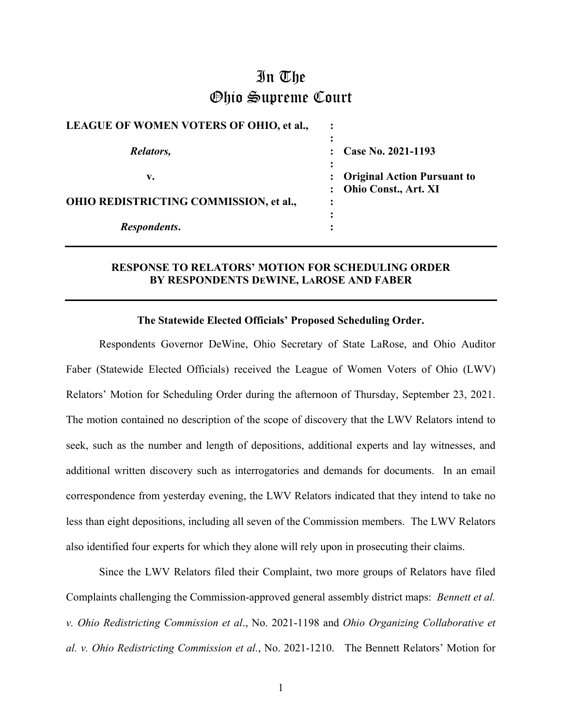# In The Ohio Supreme Court

| | | |
|---|---|---|
| **LEAGUE OF WOMEN VOTERS OF OHIO, et al.,** | : | |
| | : | |
| ***Relators,*** | : | **Case No. 2021-1193** |
| | : | |
| **v.** | : | **Original Action Pursuant to** |
| | : | **Ohio Const., Art. XI** |
| **OHIO REDISTRICTING COMMISSION, et al.,** | : | |
| | : | |
| ***Respondents*.** | : | |

---

**RESPONSE TO RELATORS' MOTION FOR SCHEDULING ORDER BY RESPONDENTS DEWINE, LAROSE AND FABER**

---

**The Statewide Elected Officials' Proposed Scheduling Order.**

Respondents Governor DeWine, Ohio Secretary of State LaRose, and Ohio Auditor Faber (Statewide Elected Officials) received the League of Women Voters of Ohio (LWV) Relators' Motion for Scheduling Order during the afternoon of Thursday, September 23, 2021. The motion contained no description of the scope of discovery that the LWV Relators intend to seek, such as the number and length of depositions, additional experts and lay witnesses, and additional written discovery such as interrogatories and demands for documents. In an email correspondence from yesterday evening, the LWV Relators indicated that they intend to take no less than eight depositions, including all seven of the Commission members. The LWV Relators also identified four experts for which they alone will rely upon in prosecuting their claims.

Since the LWV Relators filed their Complaint, two more groups of Relators have filed Complaints challenging the Commission-approved general assembly district maps: *Bennett et al. v. Ohio Redistricting Commission et al*., No. 2021-1198 and *Ohio Organizing Collaborative et al. v. Ohio Redistricting Commission et al.*, No. 2021-1210. The Bennett Relators' Motion for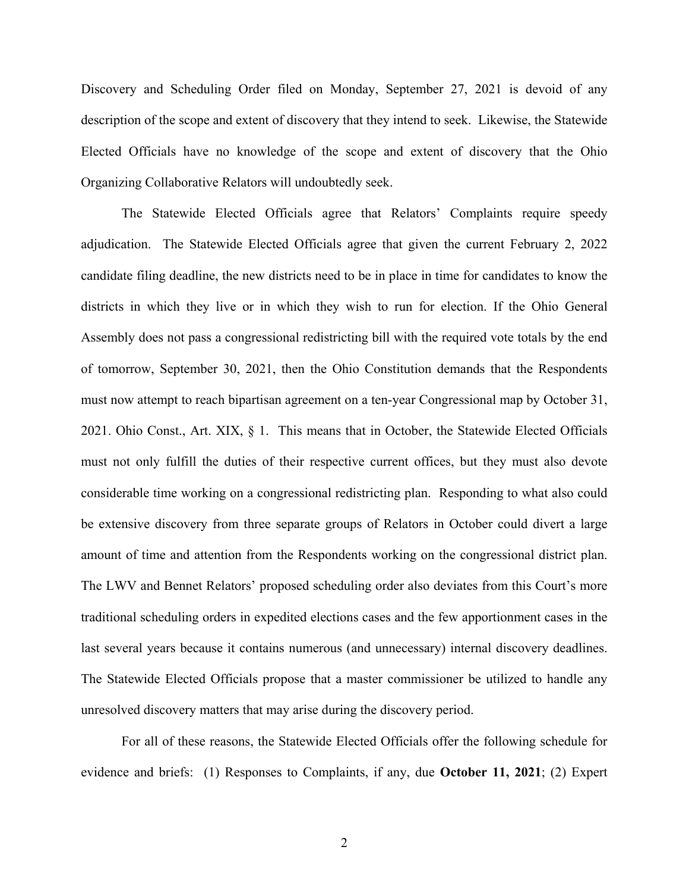Discovery and Scheduling Order filed on Monday, September 27, 2021 is devoid of any description of the scope and extent of discovery that they intend to seek. Likewise, the Statewide Elected Officials have no knowledge of the scope and extent of discovery that the Ohio Organizing Collaborative Relators will undoubtedly seek.

The Statewide Elected Officials agree that Relators' Complaints require speedy adjudication. The Statewide Elected Officials agree that given the current February 2, 2022 candidate filing deadline, the new districts need to be in place in time for candidates to know the districts in which they live or in which they wish to run for election. If the Ohio General Assembly does not pass a congressional redistricting bill with the required vote totals by the end of tomorrow, September 30, 2021, then the Ohio Constitution demands that the Respondents must now attempt to reach bipartisan agreement on a ten-year Congressional map by October 31, 2021. Ohio Const., Art. XIX, § 1. This means that in October, the Statewide Elected Officials must not only fulfill the duties of their respective current offices, but they must also devote considerable time working on a congressional redistricting plan. Responding to what also could be extensive discovery from three separate groups of Relators in October could divert a large amount of time and attention from the Respondents working on the congressional district plan. The LWV and Bennet Relators' proposed scheduling order also deviates from this Court's more traditional scheduling orders in expedited elections cases and the few apportionment cases in the last several years because it contains numerous (and unnecessary) internal discovery deadlines. The Statewide Elected Officials propose that a master commissioner be utilized to handle any unresolved discovery matters that may arise during the discovery period.

For all of these reasons, the Statewide Elected Officials offer the following schedule for evidence and briefs: (1) Responses to Complaints, if any, due **October 11, 2021**; (2) Expert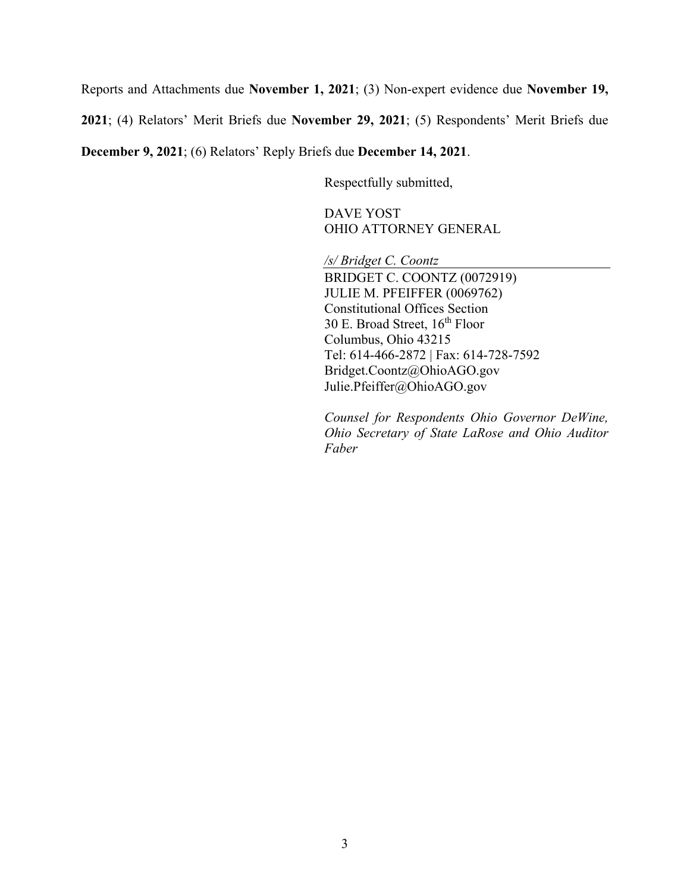Reports and Attachments due **November 1, 2021**; (3) Non-expert evidence due **November 19, 2021**; (4) Relators' Merit Briefs due **November 29, 2021**; (5) Respondents' Merit Briefs due **December 9, 2021**; (6) Relators' Reply Briefs due **December 14, 2021**.

Respectfully submitted,

DAVE YOST
OHIO ATTORNEY GENERAL

*/s/ Bridget C. Coontz*
BRIDGET C. COONTZ (0072919)
JULIE M. PFEIFFER (0069762)
Constitutional Offices Section
30 E. Broad Street, 16th Floor
Columbus, Ohio 43215
Tel: 614-466-2872 | Fax: 614-728-7592
Bridget.Coontz@OhioAGO.gov
Julie.Pfeiffer@OhioAGO.gov

*Counsel for Respondents Ohio Governor DeWine, Ohio Secretary of State LaRose and Ohio Auditor Faber*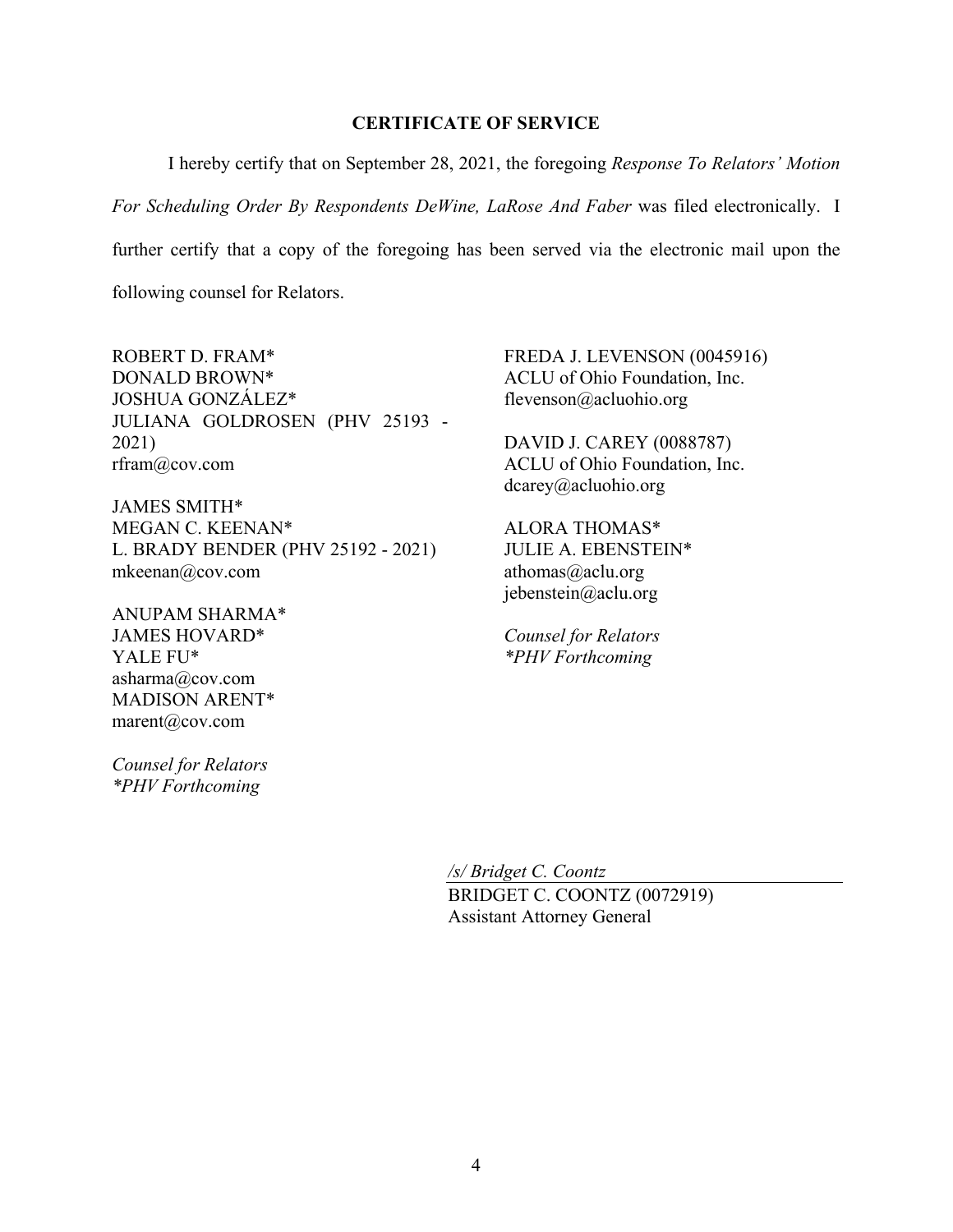**CERTIFICATE OF SERVICE**

I hereby certify that on September 28, 2021, the foregoing *Response To Relators' Motion For Scheduling Order By Respondents DeWine, LaRose And Faber* was filed electronically. I further certify that a copy of the foregoing has been served via the electronic mail upon the following counsel for Relators.

ROBERT D. FRAM*
DONALD BROWN*
JOSHUA GONZÁLEZ*
JULIANA GOLDROSEN (PHV 25193 - 2021)
rfram@cov.com

JAMES SMITH*
MEGAN C. KEENAN*
L. BRADY BENDER (PHV 25192 - 2021)
mkeenan@cov.com

ANUPAM SHARMA*
JAMES HOVARD*
YALE FU*
asharma@cov.com
MADISON ARENT*
marent@cov.com

*Counsel for Relators*
*\*PHV Forthcoming*

FREDA J. LEVENSON (0045916)
ACLU of Ohio Foundation, Inc.
flevenson@acluohio.org

DAVID J. CAREY (0088787)
ACLU of Ohio Foundation, Inc.
dcarey@acluohio.org

ALORA THOMAS*
JULIE A. EBENSTEIN*
athomas@aclu.org
jebenstein@aclu.org

*Counsel for Relators*
*\*PHV Forthcoming*

*/s/ Bridget C. Coontz*
BRIDGET C. COONTZ (0072919)
Assistant Attorney General